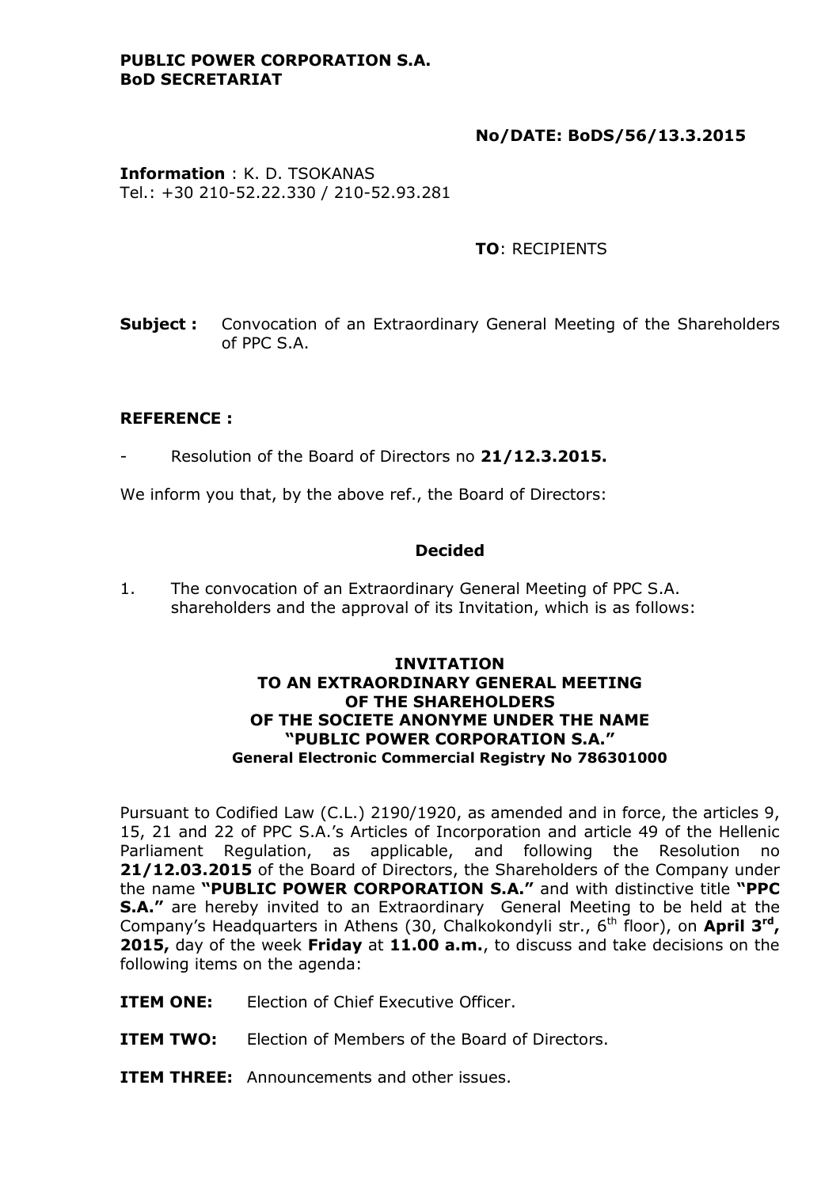**PUBLIC POWER CORPORATION S.A.**
**BoD SECRETARIAT**

**No/DATE: BoDS/56/13.3.2015**

**Information** : K. D. TSOKANAS
Tel.: +30 210-52.22.330 / 210-52.93.281

**TO**: RECIPIENTS

**Subject :** Convocation of an Extraordinary General Meeting of the Shareholders of PPC S.A.

**REFERENCE :**

- Resolution of the Board of Directors no **21/12.3.2015.**

We inform you that, by the above ref., the Board of Directors:

**Decided**

1. The convocation of an Extraordinary General Meeting of PPC S.A. shareholders and the approval of its Invitation, which is as follows:

**INVITATION**
**TO AN EXTRAORDINARY GENERAL MEETING**
**OF THE SHAREHOLDERS**
**OF THE SOCIETE ANONYME UNDER THE NAME**
**"PUBLIC POWER CORPORATION S.A."**
**General Electronic Commercial Registry No 786301000**

Pursuant to Codified Law (C.L.) 2190/1920, as amended and in force, the articles 9, 15, 21 and 22 of PPC S.A.'s Articles of Incorporation and article 49 of the Hellenic Parliament Regulation, as applicable, and following the Resolution no **21/12.03.2015** of the Board of Directors, the Shareholders of the Company under the name **"PUBLIC POWER CORPORATION S.A."** and with distinctive title **"PPC S.A."** are hereby invited to an Extraordinary General Meeting to be held at the Company's Headquarters in Athens (30, Chalkokondyli str., 6th floor), on **April 3rd, 2015,** day of the week **Friday** at **11.00 a.m.**, to discuss and take decisions on the following items on the agenda:

**ITEM ONE:** Election of Chief Executive Officer.

**ITEM TWO:** Election of Members of the Board of Directors.

**ITEM THREE:** Announcements and other issues.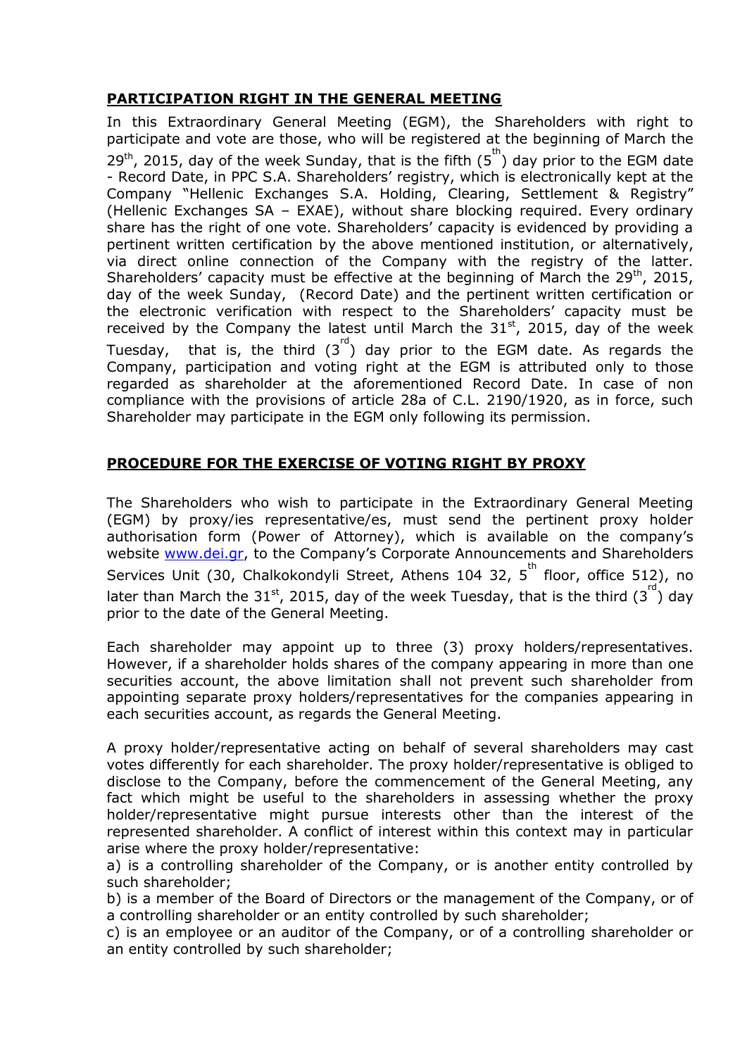## PARTICIPATION RIGHT IN THE GENERAL MEETING

In this Extraordinary General Meeting (EGM), the Shareholders with right to participate and vote are those, who will be registered at the beginning of March the 29th, 2015, day of the week Sunday, that is the fifth (5th) day prior to the EGM date - Record Date, in PPC S.A. Shareholders' registry, which is electronically kept at the Company "Hellenic Exchanges S.A. Holding, Clearing, Settlement & Registry" (Hellenic Exchanges SA – EXAE), without share blocking required. Every ordinary share has the right of one vote. Shareholders' capacity is evidenced by providing a pertinent written certification by the above mentioned institution, or alternatively, via direct online connection of the Company with the registry of the latter. Shareholders' capacity must be effective at the beginning of March the 29th, 2015, day of the week Sunday, (Record Date) and the pertinent written certification or the electronic verification with respect to the Shareholders' capacity must be received by the Company the latest until March the 31st, 2015, day of the week Tuesday, that is, the third (3rd) day prior to the EGM date. As regards the Company, participation and voting right at the EGM is attributed only to those regarded as shareholder at the aforementioned Record Date. In case of non compliance with the provisions of article 28a of C.L. 2190/1920, as in force, such Shareholder may participate in the EGM only following its permission.

## PROCEDURE FOR THE EXERCISE OF VOTING RIGHT BY PROXY

The Shareholders who wish to participate in the Extraordinary General Meeting (EGM) by proxy/ies representative/es, must send the pertinent proxy holder authorisation form (Power of Attorney), which is available on the company's website www.dei.gr, to the Company's Corporate Announcements and Shareholders Services Unit (30, Chalkokondyli Street, Athens 104 32, 5th floor, office 512), no later than March the 31st, 2015, day of the week Tuesday, that is the third (3rd) day prior to the date of the General Meeting.

Each shareholder may appoint up to three (3) proxy holders/representatives. However, if a shareholder holds shares of the company appearing in more than one securities account, the above limitation shall not prevent such shareholder from appointing separate proxy holders/representatives for the companies appearing in each securities account, as regards the General Meeting.

A proxy holder/representative acting on behalf of several shareholders may cast votes differently for each shareholder. The proxy holder/representative is obliged to disclose to the Company, before the commencement of the General Meeting, any fact which might be useful to the shareholders in assessing whether the proxy holder/representative might pursue interests other than the interest of the represented shareholder. A conflict of interest within this context may in particular arise where the proxy holder/representative:

a) is a controlling shareholder of the Company, or is another entity controlled by such shareholder;

b) is a member of the Board of Directors or the management of the Company, or of a controlling shareholder or an entity controlled by such shareholder;

c) is an employee or an auditor of the Company, or of a controlling shareholder or an entity controlled by such shareholder;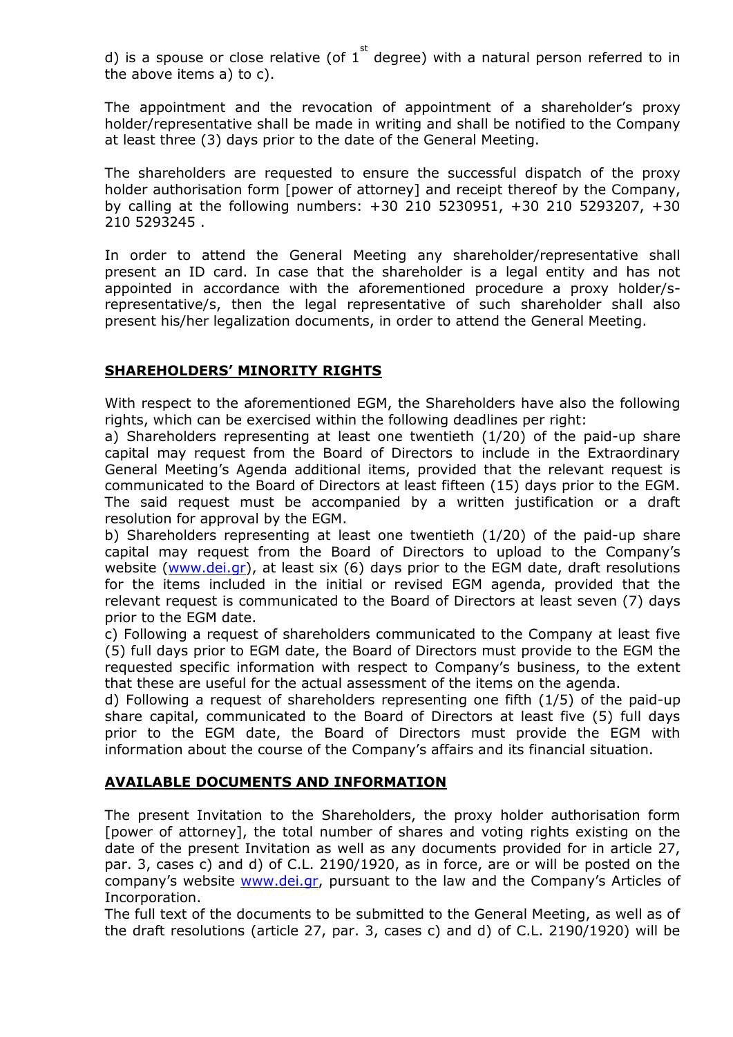d) is a spouse or close relative (of $1^{st}$ degree) with a natural person referred to in the above items a) to c).

The appointment and the revocation of appointment of a shareholder's proxy holder/representative shall be made in writing and shall be notified to the Company at least three (3) days prior to the date of the General Meeting.

The shareholders are requested to ensure the successful dispatch of the proxy holder authorisation form [power of attorney] and receipt thereof by the Company, by calling at the following numbers: +30 210 5230951, +30 210 5293207, +30 210 5293245 .

In order to attend the General Meeting any shareholder/representative shall present an ID card. In case that the shareholder is a legal entity and has not appointed in accordance with the aforementioned procedure a proxy holder/s-representative/s, then the legal representative of such shareholder shall also present his/her legalization documents, in order to attend the General Meeting.

## SHAREHOLDERS' MINORITY RIGHTS

With respect to the aforementioned EGM, the Shareholders have also the following rights, which can be exercised within the following deadlines per right:
a) Shareholders representing at least one twentieth (1/20) of the paid-up share capital may request from the Board of Directors to include in the Extraordinary General Meeting's Agenda additional items, provided that the relevant request is communicated to the Board of Directors at least fifteen (15) days prior to the EGM. The said request must be accompanied by a written justification or a draft resolution for approval by the EGM.
b) Shareholders representing at least one twentieth (1/20) of the paid-up share capital may request from the Board of Directors to upload to the Company's website (www.dei.gr), at least six (6) days prior to the EGM date, draft resolutions for the items included in the initial or revised EGM agenda, provided that the relevant request is communicated to the Board of Directors at least seven (7) days prior to the EGM date.
c) Following a request of shareholders communicated to the Company at least five (5) full days prior to EGM date, the Board of Directors must provide to the EGM the requested specific information with respect to Company's business, to the extent that these are useful for the actual assessment of the items on the agenda.
d) Following a request of shareholders representing one fifth (1/5) of the paid-up share capital, communicated to the Board of Directors at least five (5) full days prior to the EGM date, the Board of Directors must provide the EGM with information about the course of the Company's affairs and its financial situation.

## AVAILABLE DOCUMENTS AND INFORMATION

The present Invitation to the Shareholders, the proxy holder authorisation form [power of attorney], the total number of shares and voting rights existing on the date of the present Invitation as well as any documents provided for in article 27, par. 3, cases c) and d) of C.L. 2190/1920, as in force, are or will be posted on the company's website www.dei.gr, pursuant to the law and the Company's Articles of Incorporation.
The full text of the documents to be submitted to the General Meeting, as well as of the draft resolutions (article 27, par. 3, cases c) and d) of C.L. 2190/1920) will be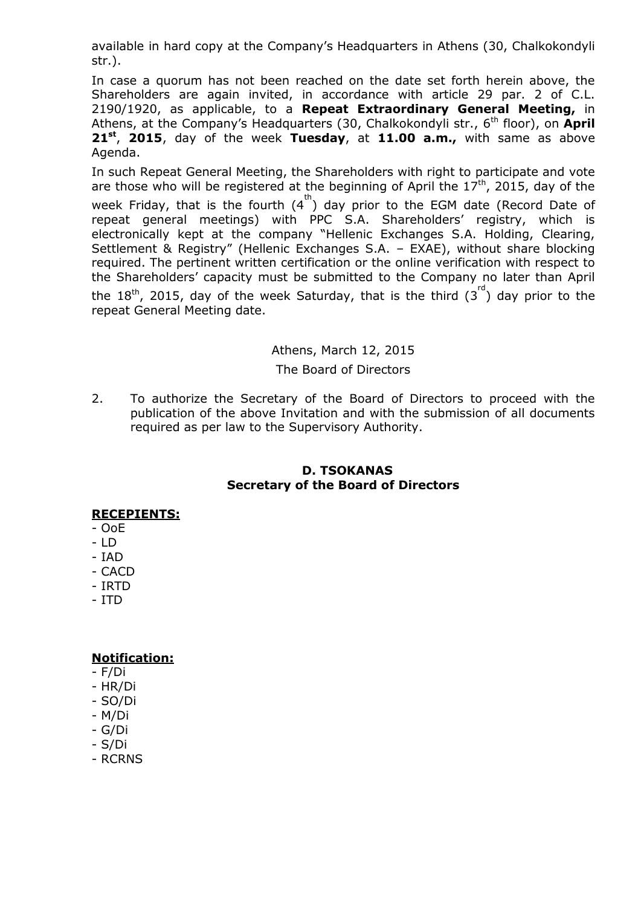available in hard copy at the Company's Headquarters in Athens (30, Chalkokondyli str.).

In case a quorum has not been reached on the date set forth herein above, the Shareholders are again invited, in accordance with article 29 par. 2 of C.L. 2190/1920, as applicable, to a **Repeat Extraordinary General Meeting,** in Athens, at the Company's Headquarters (30, Chalkokondyli str., 6th floor), on **April 21st, 2015**, day of the week **Tuesday**, at **11.00 a.m.,** with same as above Agenda.

In such Repeat General Meeting, the Shareholders with right to participate and vote are those who will be registered at the beginning of April the 17th, 2015, day of the week Friday, that is the fourth (4th) day prior to the EGM date (Record Date of repeat general meetings) with PPC S.A. Shareholders' registry, which is electronically kept at the company "Hellenic Exchanges S.A. Holding, Clearing, Settlement & Registry" (Hellenic Exchanges S.A. – EXAE), without share blocking required. The pertinent written certification or the online verification with respect to the Shareholders' capacity must be submitted to the Company no later than April the 18th, 2015, day of the week Saturday, that is the third (3rd) day prior to the repeat General Meeting date.

Athens, March 12, 2015

The Board of Directors

2. To authorize the Secretary of the Board of Directors to proceed with the publication of the above Invitation and with the submission of all documents required as per law to the Supervisory Authority.

**D. TSOKANAS**
**Secretary of the Board of Directors**

**RECEPIENTS:**

- OoE
- LD
- IAD
- CACD
- IRTD
- ITD

**Notification:**

- F/Di
- HR/Di
- SO/Di
- M/Di
- G/Di
- S/Di
- RCRNS